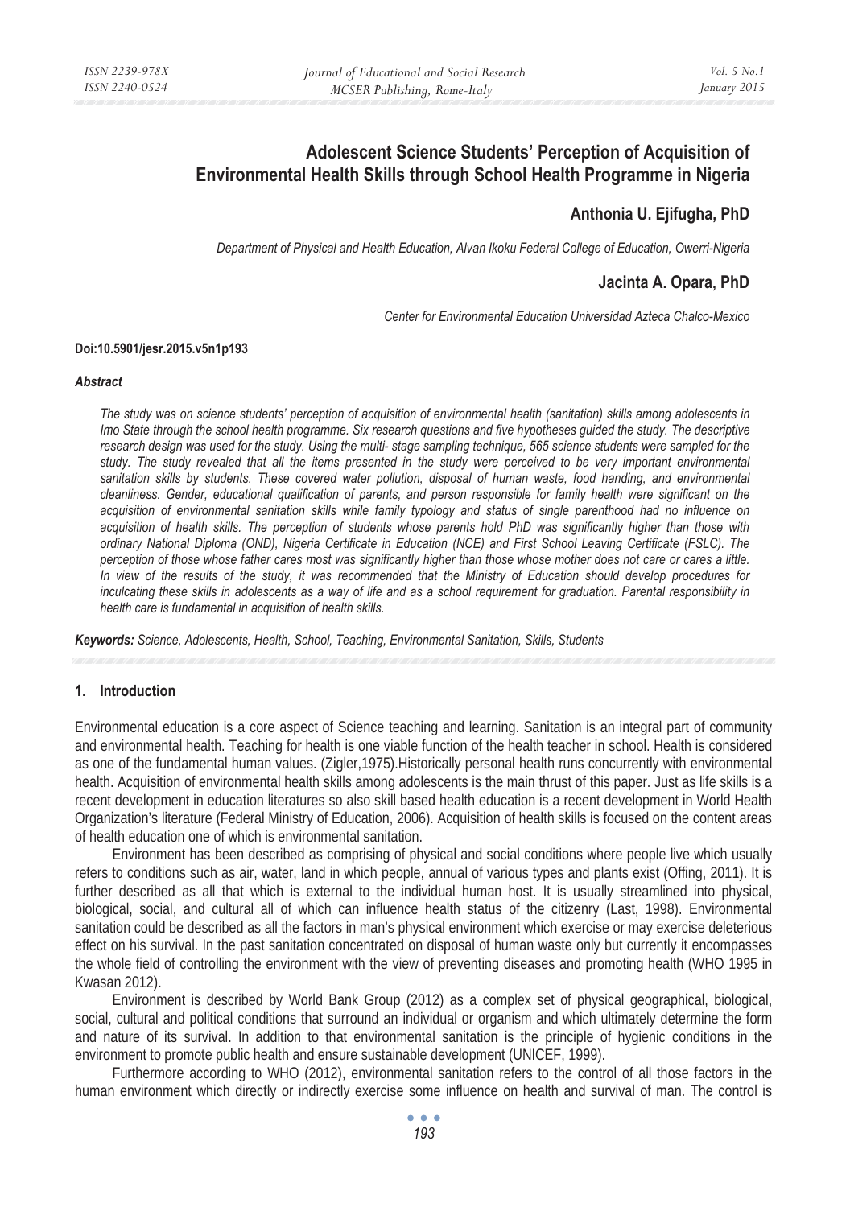# Adolescent Science Students' Perception of Acquisition of Environmental Health Skills through School Health Programme in Nigeria

**Anthonia U. Ejifugha, PhD**

*Department of Physical and Health Education, Alvan Ikoku Federal College of Education, Owerri-Nigeria*

**Jacinta A. Opara, PhD**

*Center for Environmental Education Universidad Azteca Chalco-Mexico*

**Doi:10.5901/jesr.2015.v5n1p193**

***Abstract***

*The study was on science students' perception of acquisition of environmental health (sanitation) skills among adolescents in Imo State through the school health programme. Six research questions and five hypotheses guided the study. The descriptive research design was used for the study. Using the multi- stage sampling technique, 565 science students were sampled for the study. The study revealed that all the items presented in the study were perceived to be very important environmental sanitation skills by students. These covered water pollution, disposal of human waste, food handing, and environmental cleanliness. Gender, educational qualification of parents, and person responsible for family health were significant on the acquisition of environmental sanitation skills while family typology and status of single parenthood had no influence on acquisition of health skills. The perception of students whose parents hold PhD was significantly higher than those with ordinary National Diploma (OND), Nigeria Certificate in Education (NCE) and First School Leaving Certificate (FSLC). The perception of those whose father cares most was significantly higher than those whose mother does not care or cares a little. In view of the results of the study, it was recommended that the Ministry of Education should develop procedures for inculcating these skills in adolescents as a way of life and as a school requirement for graduation. Parental responsibility in health care is fundamental in acquisition of health skills.*

***Keywords:*** *Science, Adolescents, Health, School, Teaching, Environmental Sanitation, Skills, Students*

## 1. Introduction

Environmental education is a core aspect of Science teaching and learning. Sanitation is an integral part of community and environmental health. Teaching for health is one viable function of the health teacher in school. Health is considered as one of the fundamental human values. (Zigler,1975).Historically personal health runs concurrently with environmental health. Acquisition of environmental health skills among adolescents is the main thrust of this paper. Just as life skills is a recent development in education literatures so also skill based health education is a recent development in World Health Organization's literature (Federal Ministry of Education, 2006). Acquisition of health skills is focused on the content areas of health education one of which is environmental sanitation.

Environment has been described as comprising of physical and social conditions where people live which usually refers to conditions such as air, water, land in which people, annual of various types and plants exist (Offing, 2011). It is further described as all that which is external to the individual human host. It is usually streamlined into physical, biological, social, and cultural all of which can influence health status of the citizenry (Last, 1998). Environmental sanitation could be described as all the factors in man's physical environment which exercise or may exercise deleterious effect on his survival. In the past sanitation concentrated on disposal of human waste only but currently it encompasses the whole field of controlling the environment with the view of preventing diseases and promoting health (WHO 1995 in Kwasan 2012).

Environment is described by World Bank Group (2012) as a complex set of physical geographical, biological, social, cultural and political conditions that surround an individual or organism and which ultimately determine the form and nature of its survival. In addition to that environmental sanitation is the principle of hygienic conditions in the environment to promote public health and ensure sustainable development (UNICEF, 1999).

Furthermore according to WHO (2012), environmental sanitation refers to the control of all those factors in the human environment which directly or indirectly exercise some influence on health and survival of man. The control is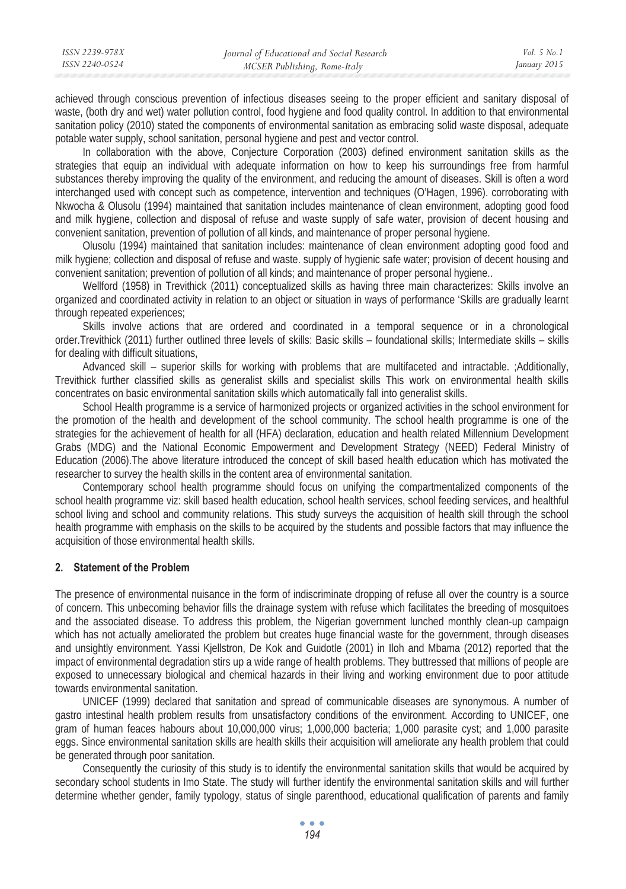achieved through conscious prevention of infectious diseases seeing to the proper efficient and sanitary disposal of waste, (both dry and wet) water pollution control, food hygiene and food quality control. In addition to that environmental sanitation policy (2010) stated the components of environmental sanitation as embracing solid waste disposal, adequate potable water supply, school sanitation, personal hygiene and pest and vector control.

In collaboration with the above, Conjecture Corporation (2003) defined environment sanitation skills as the strategies that equip an individual with adequate information on how to keep his surroundings free from harmful substances thereby improving the quality of the environment, and reducing the amount of diseases. Skill is often a word interchanged used with concept such as competence, intervention and techniques (O'Hagen, 1996). corroborating with Nkwocha & Olusolu (1994) maintained that sanitation includes maintenance of clean environment, adopting good food and milk hygiene, collection and disposal of refuse and waste supply of safe water, provision of decent housing and convenient sanitation, prevention of pollution of all kinds, and maintenance of proper personal hygiene.

Olusolu (1994) maintained that sanitation includes: maintenance of clean environment adopting good food and milk hygiene; collection and disposal of refuse and waste. supply of hygienic safe water; provision of decent housing and convenient sanitation; prevention of pollution of all kinds; and maintenance of proper personal hygiene..

Wellford (1958) in Trevithick (2011) conceptualized skills as having three main characterizes: Skills involve an organized and coordinated activity in relation to an object or situation in ways of performance 'Skills are gradually learnt through repeated experiences;

Skills involve actions that are ordered and coordinated in a temporal sequence or in a chronological order.Trevithick (2011) further outlined three levels of skills: Basic skills – foundational skills; Intermediate skills – skills for dealing with difficult situations,

Advanced skill – superior skills for working with problems that are multifaceted and intractable. ;Additionally, Trevithick further classified skills as generalist skills and specialist skills This work on environmental health skills concentrates on basic environmental sanitation skills which automatically fall into generalist skills.

School Health programme is a service of harmonized projects or organized activities in the school environment for the promotion of the health and development of the school community. The school health programme is one of the strategies for the achievement of health for all (HFA) declaration, education and health related Millennium Development Grabs (MDG) and the National Economic Empowerment and Development Strategy (NEED) Federal Ministry of Education (2006).The above literature introduced the concept of skill based health education which has motivated the researcher to survey the health skills in the content area of environmental sanitation.

Contemporary school health programme should focus on unifying the compartmentalized components of the school health programme viz: skill based health education, school health services, school feeding services, and healthful school living and school and community relations. This study surveys the acquisition of health skill through the school health programme with emphasis on the skills to be acquired by the students and possible factors that may influence the acquisition of those environmental health skills.

## 2. Statement of the Problem

The presence of environmental nuisance in the form of indiscriminate dropping of refuse all over the country is a source of concern. This unbecoming behavior fills the drainage system with refuse which facilitates the breeding of mosquitoes and the associated disease. To address this problem, the Nigerian government lunched monthly clean-up campaign which has not actually ameliorated the problem but creates huge financial waste for the government, through diseases and unsightly environment. Yassi Kjellstron, De Kok and Guidotle (2001) in Iloh and Mbama (2012) reported that the impact of environmental degradation stirs up a wide range of health problems. They buttressed that millions of people are exposed to unnecessary biological and chemical hazards in their living and working environment due to poor attitude towards environmental sanitation.

UNICEF (1999) declared that sanitation and spread of communicable diseases are synonymous. A number of gastro intestinal health problem results from unsatisfactory conditions of the environment. According to UNICEF, one gram of human feaces habours about 10,000,000 virus; 1,000,000 bacteria; 1,000 parasite cyst; and 1,000 parasite eggs. Since environmental sanitation skills are health skills their acquisition will ameliorate any health problem that could be generated through poor sanitation.

Consequently the curiosity of this study is to identify the environmental sanitation skills that would be acquired by secondary school students in Imo State. The study will further identify the environmental sanitation skills and will further determine whether gender, family typology, status of single parenthood, educational qualification of parents and family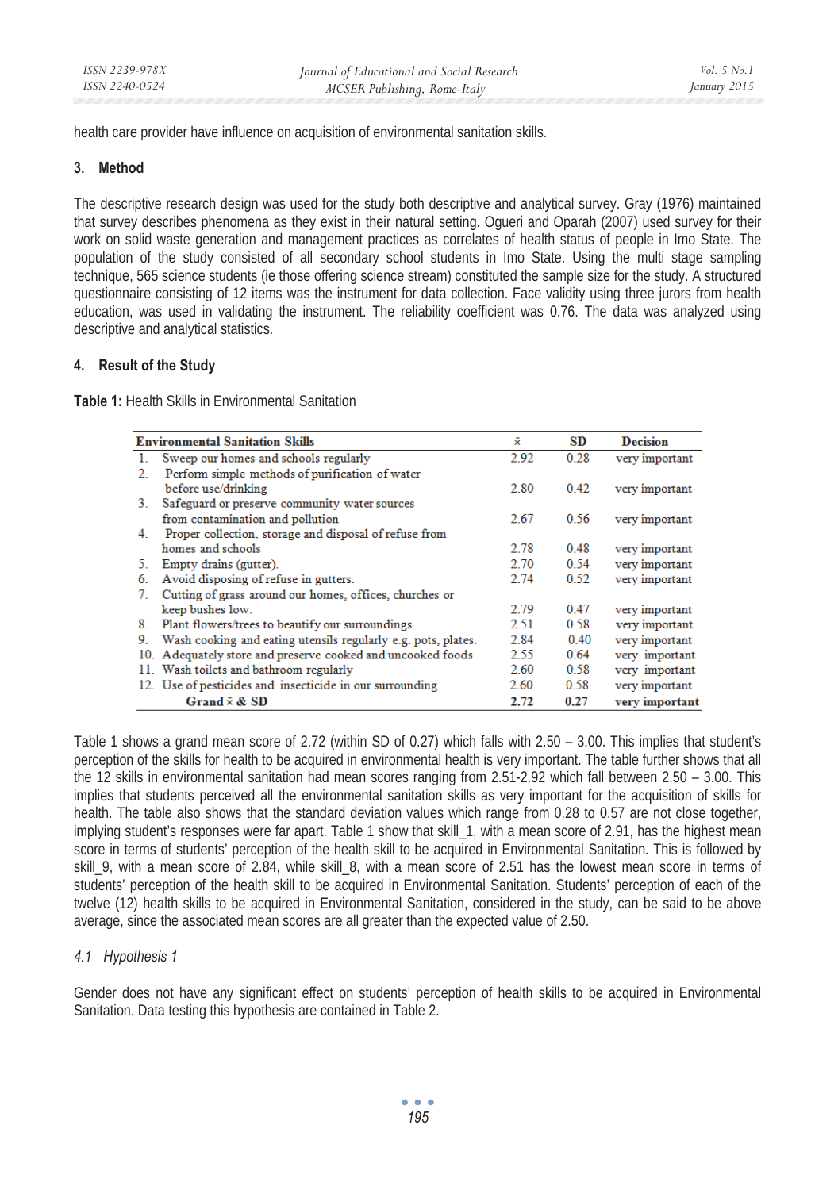health care provider have influence on acquisition of environmental sanitation skills.

## 3. Method

The descriptive research design was used for the study both descriptive and analytical survey. Gray (1976) maintained that survey describes phenomena as they exist in their natural setting. Ogueri and Oparah (2007) used survey for their work on solid waste generation and management practices as correlates of health status of people in Imo State. The population of the study consisted of all secondary school students in Imo State. Using the multi stage sampling technique, 565 science students (ie those offering science stream) constituted the sample size for the study. A structured questionnaire consisting of 12 items was the instrument for data collection. Face validity using three jurors from health education, was used in validating the instrument. The reliability coefficient was 0.76. The data was analyzed using descriptive and analytical statistics.

## 4. Result of the Study

**Table 1:** Health Skills in Environmental Sanitation

| Environmental Sanitation Skills | $\bar{x}$ | SD | Decision |
|---|---|---|---|
| 1. Sweep our homes and schools regularly | 2.92 | 0.28 | very important |
| 2. Perform simple methods of purification of water before use/drinking | 2.80 | 0.42 | very important |
| 3. Safeguard or preserve community water sources from contamination and pollution | 2.67 | 0.56 | very important |
| 4. Proper collection, storage and disposal of refuse from homes and schools | 2.78 | 0.48 | very important |
| 5. Empty drains (gutter). | 2.70 | 0.54 | very important |
| 6. Avoid disposing of refuse in gutters. | 2.74 | 0.52 | very important |
| 7. Cutting of grass around our homes, offices, churches or keep bushes low. | 2.79 | 0.47 | very important |
| 8. Plant flowers/trees to beautify our surroundings. | 2.51 | 0.58 | very important |
| 9. Wash cooking and eating utensils regularly e.g. pots, plates. | 2.84 | 0.40 | very important |
| 10. Adequately store and preserve cooked and uncooked foods | 2.55 | 0.64 | very important |
| 11. Wash toilets and bathroom regularly | 2.60 | 0.58 | very important |
| 12. Use of pesticides and insecticide in our surrounding | 2.60 | 0.58 | very important |
| **Grand $\bar{x}$ & SD** | **2.72** | **0.27** | **very important** |

Table 1 shows a grand mean score of 2.72 (within SD of 0.27) which falls with 2.50 – 3.00. This implies that student's perception of the skills for health to be acquired in environmental health is very important. The table further shows that all the 12 skills in environmental sanitation had mean scores ranging from 2.51-2.92 which fall between 2.50 – 3.00. This implies that students perceived all the environmental sanitation skills as very important for the acquisition of skills for health. The table also shows that the standard deviation values which range from 0.28 to 0.57 are not close together, implying student's responses were far apart. Table 1 show that skill_1, with a mean score of 2.91, has the highest mean score in terms of students' perception of the health skill to be acquired in Environmental Sanitation. This is followed by skill_9, with a mean score of 2.84, while skill_8, with a mean score of 2.51 has the lowest mean score in terms of students' perception of the health skill to be acquired in Environmental Sanitation. Students' perception of each of the twelve (12) health skills to be acquired in Environmental Sanitation, considered in the study, can be said to be above average, since the associated mean scores are all greater than the expected value of 2.50.

### *4.1 Hypothesis 1*

Gender does not have any significant effect on students' perception of health skills to be acquired in Environmental Sanitation. Data testing this hypothesis are contained in Table 2.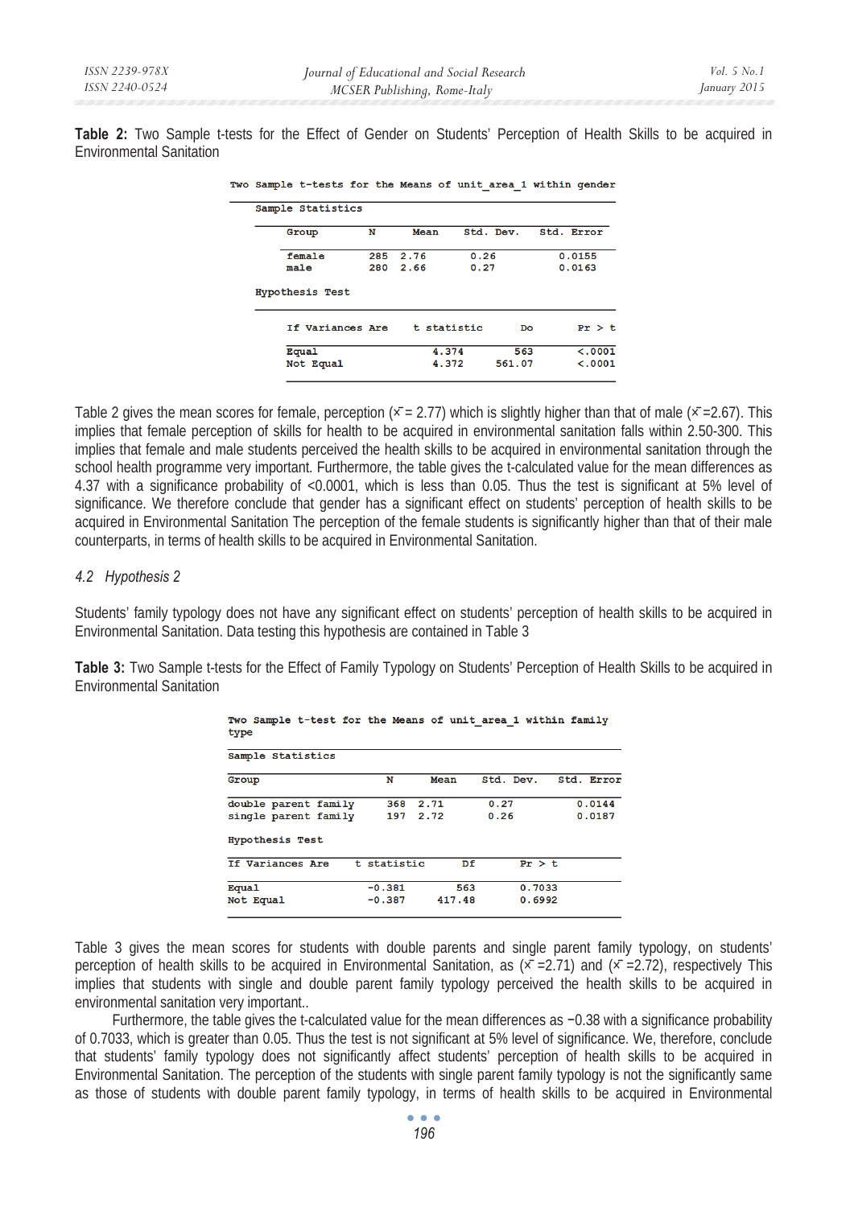**Table 2:** Two Sample t-tests for the Effect of Gender on Students' Perception of Health Skills to be acquired in Environmental Sanitation

Two Sample t-tests for the Means of unit_area_1 within gender

Sample Statistics

| Group | N | Mean | Std. Dev. | Std. Error |
|---|---|---|---|---|
| female | 285 | 2.76 | 0.26 | 0.0155 |
| male | 280 | 2.66 | 0.27 | 0.0163 |

Hypothesis Test

| If Variances Are | t statistic | Do | Pr > t |
|---|---|---|---|
| Equal | 4.374 | 563 | <.0001 |
| Not Equal | 4.372 | 561.07 | <.0001 |

Table 2 gives the mean scores for female, perception ($\bar{x}$ = 2.77) which is slightly higher than that of male ($\bar{x}$ =2.67). This implies that female perception of skills for health to be acquired in environmental sanitation falls within 2.50-300. This implies that female and male students perceived the health skills to be acquired in environmental sanitation through the school health programme very important. Furthermore, the table gives the t-calculated value for the mean differences as 4.37 with a significance probability of <0.0001, which is less than 0.05. Thus the test is significant at 5% level of significance. We therefore conclude that gender has a significant effect on students' perception of health skills to be acquired in Environmental Sanitation The perception of the female students is significantly higher than that of their male counterparts, in terms of health skills to be acquired in Environmental Sanitation.

*4.2 Hypothesis 2*

Students' family typology does not have any significant effect on students' perception of health skills to be acquired in Environmental Sanitation. Data testing this hypothesis are contained in Table 3

**Table 3:** Two Sample t-tests for the Effect of Family Typology on Students' Perception of Health Skills to be acquired in Environmental Sanitation

Two Sample t-test for the Means of unit_area_1 within family type

Sample Statistics

| Group | N | Mean | Std. Dev. | Std. Error |
|---|---|---|---|---|
| double parent family | 368 | 2.71 | 0.27 | 0.0144 |
| single parent family | 197 | 2.72 | 0.26 | 0.0187 |

Hypothesis Test

| If Variances Are | t statistic | Df | Pr > t |
|---|---|---|---|
| Equal | −0.381 | 563 | 0.7033 |
| Not Equal | −0.387 | 417.48 | 0.6992 |

Table 3 gives the mean scores for students with double parents and single parent family typology, on students' perception of health skills to be acquired in Environmental Sanitation, as ($\bar{x}$ =2.71) and ($\bar{x}$ =2.72), respectively This implies that students with single and double parent family typology perceived the health skills to be acquired in environmental sanitation very important..

Furthermore, the table gives the t-calculated value for the mean differences as −0.38 with a significance probability of 0.7033, which is greater than 0.05. Thus the test is not significant at 5% level of significance. We, therefore, conclude that students' family typology does not significantly affect students' perception of health skills to be acquired in Environmental Sanitation. The perception of the students with single parent family typology is not the significantly same as those of students with double parent family typology, in terms of health skills to be acquired in Environmental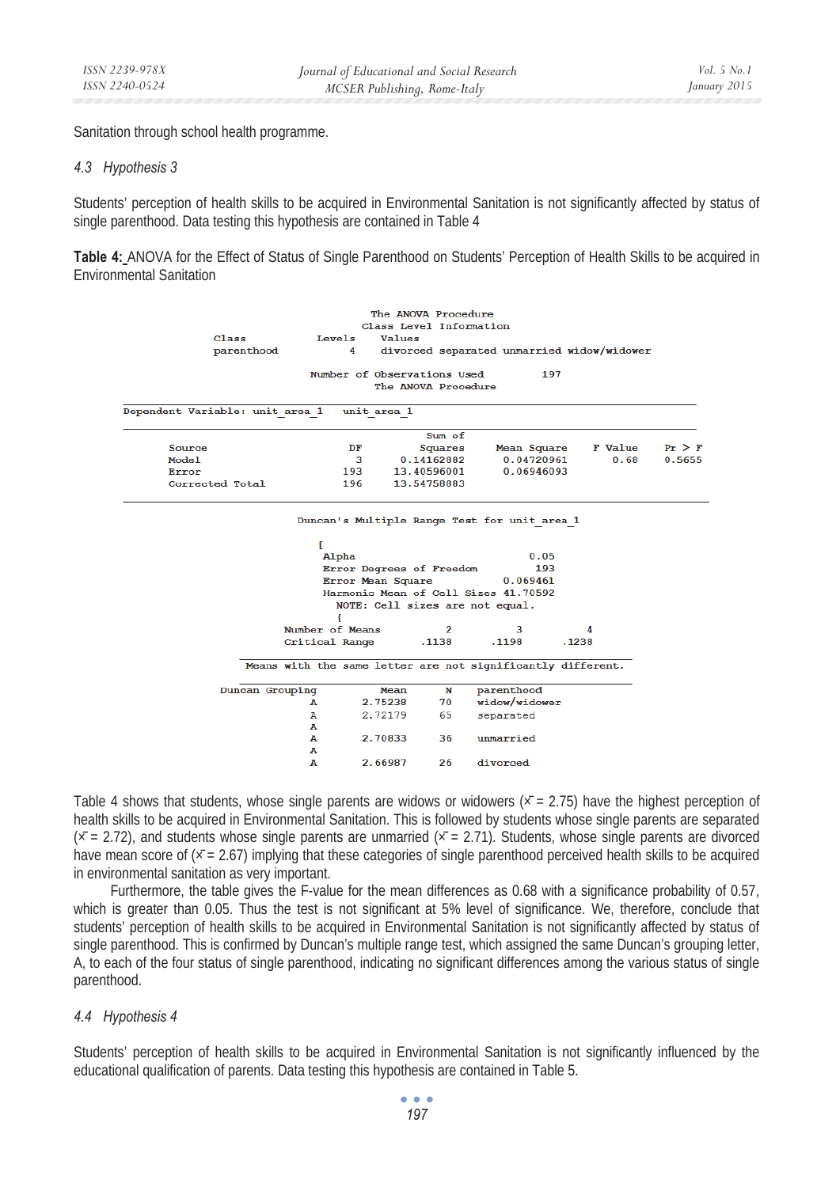Sanitation through school health programme.

### 4.3 Hypothesis 3

Students' perception of health skills to be acquired in Environmental Sanitation is not significantly affected by status of single parenthood. Data testing this hypothesis are contained in Table 4

**Table 4:** ANOVA for the Effect of Status of Single Parenthood on Students' Perception of Health Skills to be acquired in Environmental Sanitation

```
                          The ANOVA Procedure
                        Class Level Information
Class            Levels    Values
parenthood            4    divorced separated unmarried widow/widower

                  Number of Observations Used          197
                          The ANOVA Procedure

Dependent Variable: unit_area_1   unit_area_1

                                      Sum of
Source                    DF         Squares     Mean Square    F Value    Pr > F
Model                      3      0.14162882      0.04720961       0.68    0.5655
Error                    193     13.40596001      0.06946093
Corrected Total          196     13.54758883

                Duncan's Multiple Range Test for unit_area_1

                 Alpha                                0.05
                 Error Degrees of Freedom              193
                 Error Mean Square                0.069461
                 Harmonic Mean of Cell Sizes      41.70592
                      NOTE: Cell sizes are not equal.

            Number of Means             2           3           4
            Critical Range          .1138       .1198       .1238

            Means with the same letter are not significantly different.

      Duncan Grouping        Mean      N    parenthood
                    A     2.75238     70    widow/widower
                    A     2.72179     65    separated
                    A
                    A     2.70833     36    unmarried
                    A
                    A     2.66987     26    divorced
```

Table 4 shows that students, whose single parents are widows or widowers ($\bar{x}$ = 2.75) have the highest perception of health skills to be acquired in Environmental Sanitation. This is followed by students whose single parents are separated ($\bar{x}$ = 2.72), and students whose single parents are unmarried ($\bar{x}$ = 2.71). Students, whose single parents are divorced have mean score of ($\bar{x}$ = 2.67) implying that these categories of single parenthood perceived health skills to be acquired in environmental sanitation as very important.

Furthermore, the table gives the F-value for the mean differences as 0.68 with a significance probability of 0.57, which is greater than 0.05. Thus the test is not significant at 5% level of significance. We, therefore, conclude that students' perception of health skills to be acquired in Environmental Sanitation is not significantly affected by status of single parenthood. This is confirmed by Duncan's multiple range test, which assigned the same Duncan's grouping letter, A, to each of the four status of single parenthood, indicating no significant differences among the various status of single parenthood.

### 4.4 Hypothesis 4

Students' perception of health skills to be acquired in Environmental Sanitation is not significantly influenced by the educational qualification of parents. Data testing this hypothesis are contained in Table 5.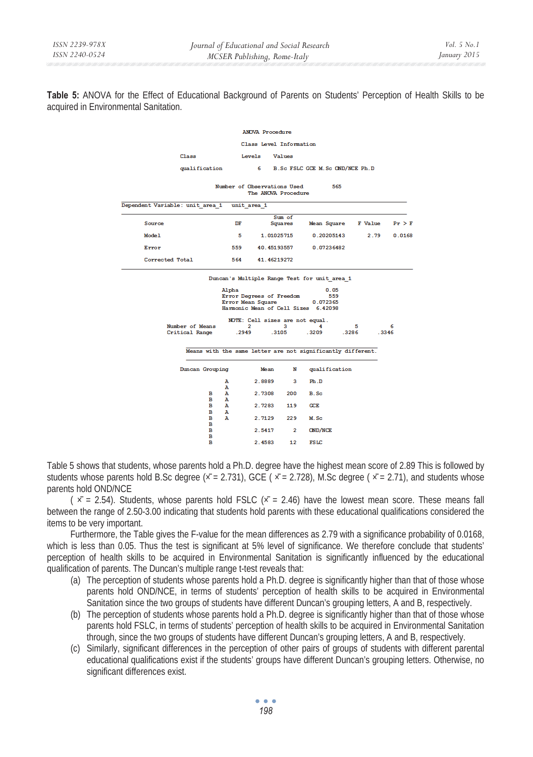**Table 5:** ANOVA for the Effect of Educational Background of Parents on Students' Perception of Health Skills to be acquired in Environmental Sanitation.

```
                         ANOVA Procedure

                      Class Level Information

       Class              Levels    Values

       qualification           6    B.Sc FSLC GCE M.Sc OND/NCE Ph.D

                  Number of Observations Used          565
                          The ANOVA Procedure
Dependent Variable: unit_area_1    unit_area_1

                                           Sum of
    Source                      DF        Squares     Mean Square    F Value    Pr > F

    Model                        5     1.01025715      0.20205143       2.79    0.0168

    Error                      559    40.45193557      0.07236482

    Corrected Total            564    41.46219272

                  Duncan's Multiple Range Test for unit_area_1

                      Alpha                            0.05
                      Error Degrees of Freedom          559
                      Error Mean Square            0.072365
                      Harmonic Mean of Cell Sizes   6.42098

                        NOTE: Cell sizes are not equal.
     Number of Means          2          3          4          5          6
     Critical Range       .2949      .3105      .3209      .3286      .3346

            Means with the same letter are not significantly different.

       Duncan Grouping          Mean       N     qualification

                    A         2.8889       3     Ph.D
                    A
               B    A         2.7308     200     B.Sc
               B    A
               B    A         2.7283     119     GCE
               B    A
               B    A         2.7129     229     M.Sc
               B
               B              2.5417       2     OND/NCE
               B
               B              2.4583      12     FSLC
```

Table 5 shows that students, whose parents hold a Ph.D. degree have the highest mean score of 2.89 This is followed by students whose parents hold B.Sc degree ($\bar{x}$ = 2.731), GCE ( $\bar{x}$ = 2.728), M.Sc degree ( $\bar{x}$ = 2.71), and students whose parents hold OND/NCE

( $\bar{x}$ = 2.54). Students, whose parents hold FSLC ($\bar{x}$ = 2.46) have the lowest mean score. These means fall between the range of 2.50-3.00 indicating that students hold parents with these educational qualifications considered the items to be very important.

Furthermore, the Table gives the F-value for the mean differences as 2.79 with a significance probability of 0.0168, which is less than 0.05. Thus the test is significant at 5% level of significance. We therefore conclude that students' perception of health skills to be acquired in Environmental Sanitation is significantly influenced by the educational qualification of parents. The Duncan's multiple range t-test reveals that:

(a) The perception of students whose parents hold a Ph.D. degree is significantly higher than that of those whose parents hold OND/NCE, in terms of students' perception of health skills to be acquired in Environmental Sanitation since the two groups of students have different Duncan's grouping letters, A and B, respectively.

(b) The perception of students whose parents hold a Ph.D. degree is significantly higher than that of those whose parents hold FSLC, in terms of students' perception of health skills to be acquired in Environmental Sanitation through, since the two groups of students have different Duncan's grouping letters, A and B, respectively.

(c) Similarly, significant differences in the perception of other pairs of groups of students with different parental educational qualifications exist if the students' groups have different Duncan's grouping letters. Otherwise, no significant differences exist.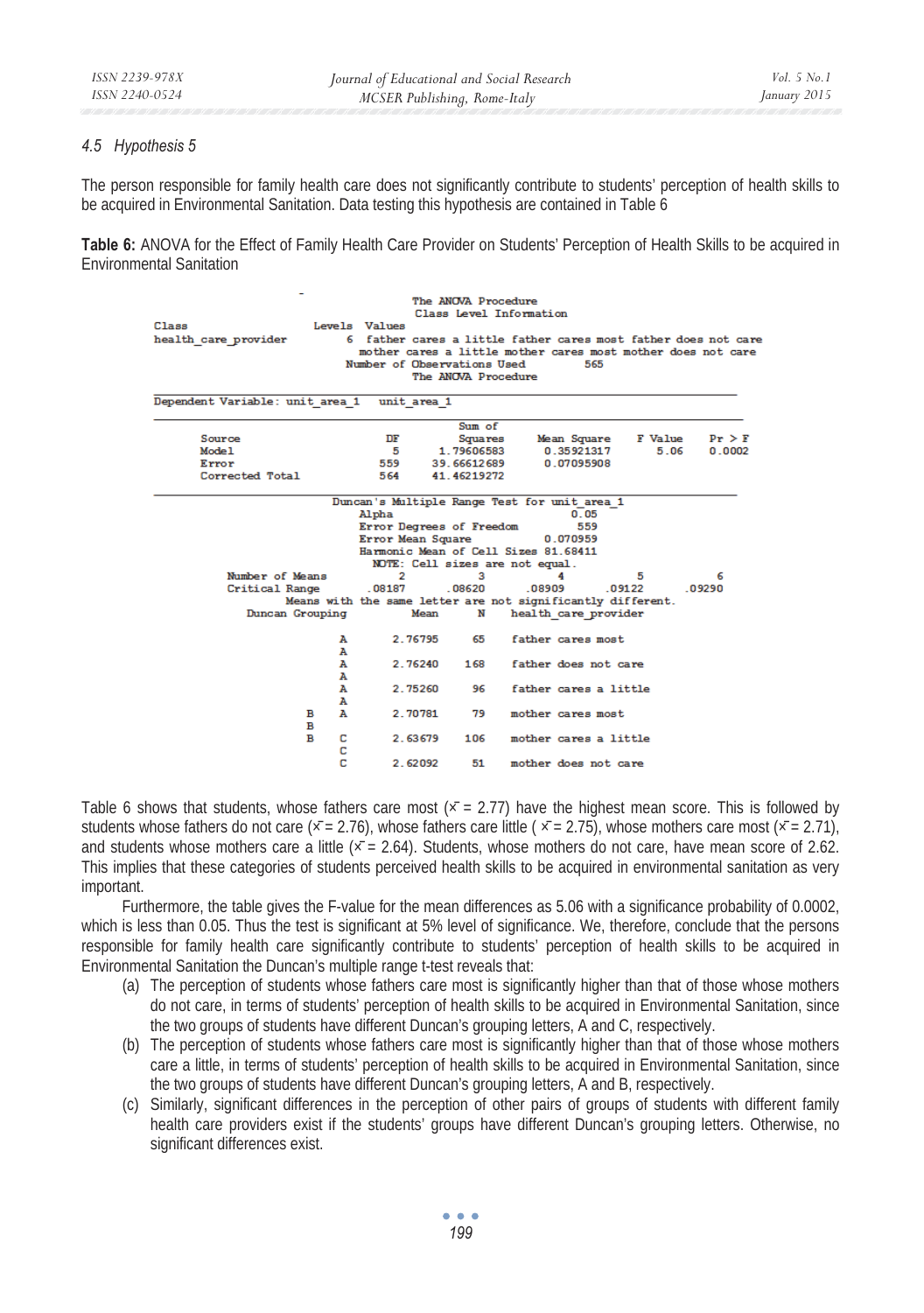### 4.5 Hypothesis 5

The person responsible for family health care does not significantly contribute to students' perception of health skills to be acquired in Environmental Sanitation. Data testing this hypothesis are contained in Table 6

**Table 6:** ANOVA for the Effect of Family Health Care Provider on Students' Perception of Health Skills to be acquired in Environmental Sanitation

```
                                   The ANOVA Procedure
                                  Class Level Information
Class                     Levels  Values
health_care_provider           6  father cares a little father cares most father does not care
                                  mother cares a little mother cares most mother does not care
                               Number of Observations Used            565
                                   The ANOVA Procedure

Dependent Variable: unit_area_1   unit_area_1

                                              Sum of
        Source                    DF         Squares      Mean Square    F Value    Pr > F
        Model                      5      1.79606583       0.35921317       5.06    0.0002
        Error                    559     39.66612689       0.07095908
        Corrected Total          564     41.46219272

                          Duncan's Multiple Range Test for unit_area_1
                              Alpha                                0.05
                              Error Degrees of Freedom              559
                              Error Mean Square                0.070959
                              Harmonic Mean of Cell Sizes 81.68411
                                 NOTE: Cell sizes are not equal.
     Number of Means          2           3           4            5            6
     Critical Range      .08187      .08620      .08909       .09122       .09290
                     Means with the same letter are not significantly different.
        Duncan Grouping            Mean       N     health_care_provider

                      A         2.76795      65     father cares most
                      A
                      A         2.76240     168     father does not care
                      A
                      A         2.75260      96     father cares a little
                      A
                 B    A         2.70781      79     mother cares most
                 B
                 B    C         2.63679     106     mother cares a little
                      C
                      C         2.62092      51     mother does not care
```

Table 6 shows that students, whose fathers care most ($\bar{x}$ = 2.77) have the highest mean score. This is followed by students whose fathers do not care ($\bar{x}$ = 2.76), whose fathers care little ( $\bar{x}$ = 2.75), whose mothers care most ($\bar{x}$ = 2.71), and students whose mothers care a little ($\bar{x}$ = 2.64). Students, whose mothers do not care, have mean score of 2.62. This implies that these categories of students perceived health skills to be acquired in environmental sanitation as very important.

Furthermore, the table gives the F-value for the mean differences as 5.06 with a significance probability of 0.0002, which is less than 0.05. Thus the test is significant at 5% level of significance. We, therefore, conclude that the persons responsible for family health care significantly contribute to students' perception of health skills to be acquired in Environmental Sanitation the Duncan's multiple range t-test reveals that:

(a) The perception of students whose fathers care most is significantly higher than that of those whose mothers do not care, in terms of students' perception of health skills to be acquired in Environmental Sanitation, since the two groups of students have different Duncan's grouping letters, A and C, respectively.

(b) The perception of students whose fathers care most is significantly higher than that of those whose mothers care a little, in terms of students' perception of health skills to be acquired in Environmental Sanitation, since the two groups of students have different Duncan's grouping letters, A and B, respectively.

(c) Similarly, significant differences in the perception of other pairs of groups of students with different family health care providers exist if the students' groups have different Duncan's grouping letters. Otherwise, no significant differences exist.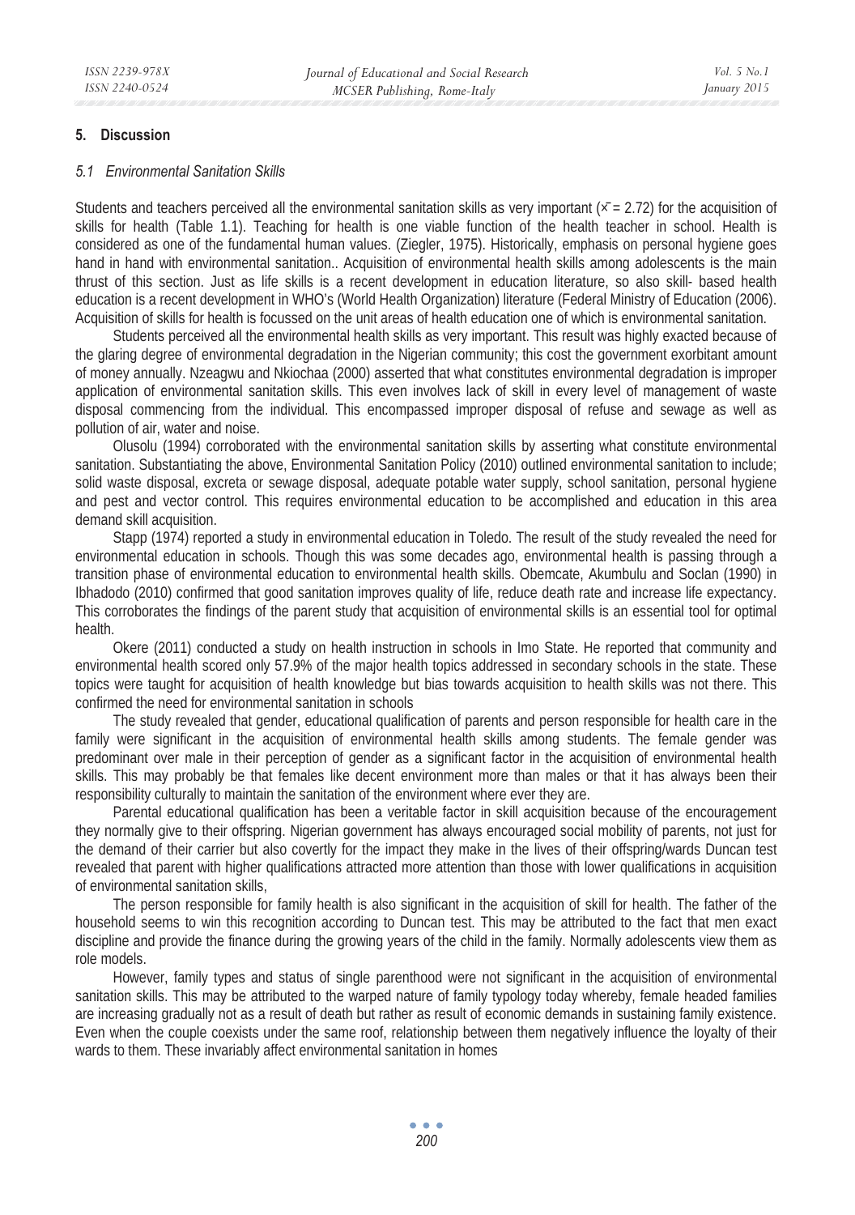## 5. Discussion

### *5.1 Environmental Sanitation Skills*

Students and teachers perceived all the environmental sanitation skills as very important ($\bar{x} = 2.72$) for the acquisition of skills for health (Table 1.1). Teaching for health is one viable function of the health teacher in school. Health is considered as one of the fundamental human values. (Ziegler, 1975). Historically, emphasis on personal hygiene goes hand in hand with environmental sanitation.. Acquisition of environmental health skills among adolescents is the main thrust of this section. Just as life skills is a recent development in education literature, so also skill- based health education is a recent development in WHO's (World Health Organization) literature (Federal Ministry of Education (2006). Acquisition of skills for health is focussed on the unit areas of health education one of which is environmental sanitation.

Students perceived all the environmental health skills as very important. This result was highly exacted because of the glaring degree of environmental degradation in the Nigerian community; this cost the government exorbitant amount of money annually. Nzeagwu and Nkiochaa (2000) asserted that what constitutes environmental degradation is improper application of environmental sanitation skills. This even involves lack of skill in every level of management of waste disposal commencing from the individual. This encompassed improper disposal of refuse and sewage as well as pollution of air, water and noise.

Olusolu (1994) corroborated with the environmental sanitation skills by asserting what constitute environmental sanitation. Substantiating the above, Environmental Sanitation Policy (2010) outlined environmental sanitation to include; solid waste disposal, excreta or sewage disposal, adequate potable water supply, school sanitation, personal hygiene and pest and vector control. This requires environmental education to be accomplished and education in this area demand skill acquisition.

Stapp (1974) reported a study in environmental education in Toledo. The result of the study revealed the need for environmental education in schools. Though this was some decades ago, environmental health is passing through a transition phase of environmental education to environmental health skills. Obemcate, Akumbulu and Soclan (1990) in Ibhadodo (2010) confirmed that good sanitation improves quality of life, reduce death rate and increase life expectancy. This corroborates the findings of the parent study that acquisition of environmental skills is an essential tool for optimal health.

Okere (2011) conducted a study on health instruction in schools in Imo State. He reported that community and environmental health scored only 57.9% of the major health topics addressed in secondary schools in the state. These topics were taught for acquisition of health knowledge but bias towards acquisition to health skills was not there. This confirmed the need for environmental sanitation in schools

The study revealed that gender, educational qualification of parents and person responsible for health care in the family were significant in the acquisition of environmental health skills among students. The female gender was predominant over male in their perception of gender as a significant factor in the acquisition of environmental health skills. This may probably be that females like decent environment more than males or that it has always been their responsibility culturally to maintain the sanitation of the environment where ever they are.

Parental educational qualification has been a veritable factor in skill acquisition because of the encouragement they normally give to their offspring. Nigerian government has always encouraged social mobility of parents, not just for the demand of their carrier but also covertly for the impact they make in the lives of their offspring/wards Duncan test revealed that parent with higher qualifications attracted more attention than those with lower qualifications in acquisition of environmental sanitation skills,

The person responsible for family health is also significant in the acquisition of skill for health. The father of the household seems to win this recognition according to Duncan test. This may be attributed to the fact that men exact discipline and provide the finance during the growing years of the child in the family. Normally adolescents view them as role models.

However, family types and status of single parenthood were not significant in the acquisition of environmental sanitation skills. This may be attributed to the warped nature of family typology today whereby, female headed families are increasing gradually not as a result of death but rather as result of economic demands in sustaining family existence. Even when the couple coexists under the same roof, relationship between them negatively influence the loyalty of their wards to them. These invariably affect environmental sanitation in homes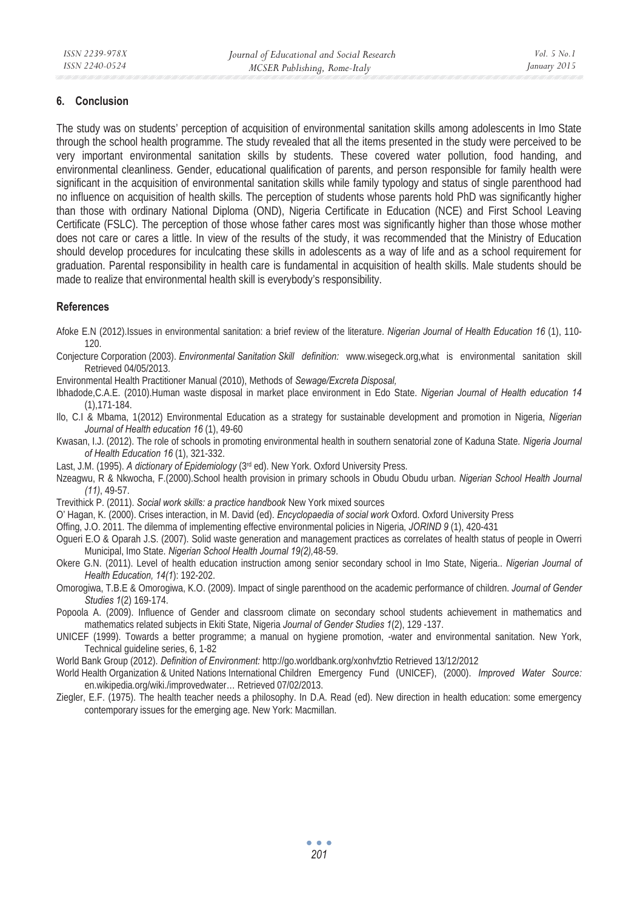## 6. Conclusion

The study was on students' perception of acquisition of environmental sanitation skills among adolescents in Imo State through the school health programme. The study revealed that all the items presented in the study were perceived to be very important environmental sanitation skills by students. These covered water pollution, food handing, and environmental cleanliness. Gender, educational qualification of parents, and person responsible for family health were significant in the acquisition of environmental sanitation skills while family typology and status of single parenthood had no influence on acquisition of health skills. The perception of students whose parents hold PhD was significantly higher than those with ordinary National Diploma (OND), Nigeria Certificate in Education (NCE) and First School Leaving Certificate (FSLC). The perception of those whose father cares most was significantly higher than those whose mother does not care or cares a little. In view of the results of the study, it was recommended that the Ministry of Education should develop procedures for inculcating these skills in adolescents as a way of life and as a school requirement for graduation. Parental responsibility in health care is fundamental in acquisition of health skills. Male students should be made to realize that environmental health skill is everybody's responsibility.

## References

Afoke E.N (2012).Issues in environmental sanitation: a brief review of the literature. *Nigerian Journal of Health Education 16* (1), 110-120.

Conjecture Corporation (2003). *Environmental Sanitation Skill definition:* www.wisegeck.org,what is environmental sanitation skill Retrieved 04/05/2013.

Environmental Health Practitioner Manual (2010), Methods of *Sewage/Excreta Disposal,*

Ibhadode,C.A.E. (2010).Human waste disposal in market place environment in Edo State. *Nigerian Journal of Health education 14* (1),171-184.

Ilo, C.I & Mbama, 1(2012) Environmental Education as a strategy for sustainable development and promotion in Nigeria, *Nigerian Journal of Health education 16* (1), 49-60

Kwasan, I.J. (2012). The role of schools in promoting environmental health in southern senatorial zone of Kaduna State. *Nigeria Journal of Health Education 16* (1), 321-332.

Last, J.M. (1995). *A dictionary of Epidemiology* (3rd ed). New York. Oxford University Press.

Nzeagwu, R & Nkwocha, F.(2000).School health provision in primary schools in Obudu Obudu urban. *Nigerian School Health Journal (11)*, 49-57.

Trevithick P. (2011). *Social work skills: a practice handbook* New York mixed sources

O' Hagan, K. (2000). Crises interaction, in M. David (ed). *Encyclopaedia of social work* Oxford. Oxford University Press

Offing, J.O. 2011. The dilemma of implementing effective environmental policies in Nigeria*, JORIND 9* (1), 420-431

Ogueri E.O & Oparah J.S. (2007). Solid waste generation and management practices as correlates of health status of people in Owerri Municipal, Imo State. *Nigerian School Health Journal 19(2),*48-59.

Okere G.N. (2011). Level of health education instruction among senior secondary school in Imo State, Nigeria.. *Nigerian Journal of Health Education, 14(1*): 192-202.

Omorogiwa, T.B.E & Omorogiwa, K.O. (2009). Impact of single parenthood on the academic performance of children. *Journal of Gender Studies 1*(2) 169-174.

Popoola A. (2009). Influence of Gender and classroom climate on secondary school students achievement in mathematics and mathematics related subjects in Ekiti State, Nigeria *Journal of Gender Studies 1*(2), 129 -137.

UNICEF (1999). Towards a better programme; a manual on hygiene promotion, -water and environmental sanitation. New York, Technical guideline series, 6, 1-82

World Bank Group (2012). *Definition of Environment:* http://go.worldbank.org/xonhvfztio Retrieved 13/12/2012

World Health Organization & United Nations International Children Emergency Fund (UNICEF), (2000). *Improved Water Source:* en.wikipedia.org/wiki./improvedwater… Retrieved 07/02/2013.

Ziegler, E.F. (1975). The health teacher needs a philosophy. In D.A. Read (ed). New direction in health education: some emergency contemporary issues for the emerging age. New York: Macmillan.